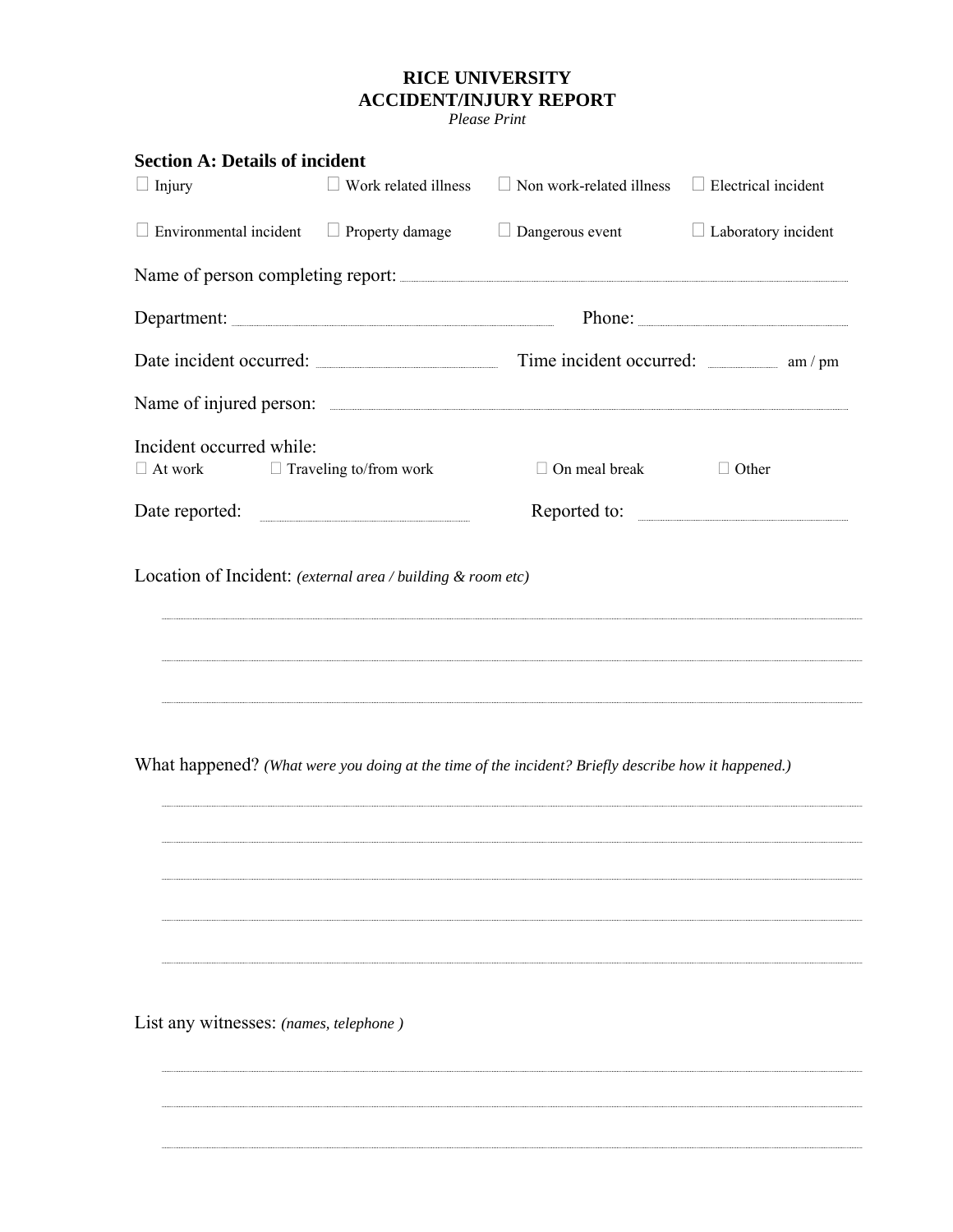# RICE UNIVERSITY
# ACCIDENT/INJURY REPORT

*Please Print*

## Section A: Details of incident

☐ Injury ☐ Work related illness ☐ Non work-related illness ☐ Electrical incident

☐ Environmental incident ☐ Property damage ☐ Dangerous event ☐ Laboratory incident

Name of person completing report: ______________________________

Department: ______________________________ Phone: ______________________________

Date incident occurred: ______________________________ Time incident occurred: __________ am / pm

Name of injured person: ______________________________

Incident occurred while:

☐ At work ☐ Traveling to/from work ☐ On meal break ☐ Other

Date reported: ______________________________ Reported to: ______________________________

Location of Incident: *(external area / building & room etc)*

______________________________

______________________________

______________________________

What happened? *(What were you doing at the time of the incident? Briefly describe how it happened.)*

______________________________

______________________________

______________________________

______________________________

______________________________

List any witnesses: *(names, telephone )*

______________________________

______________________________

______________________________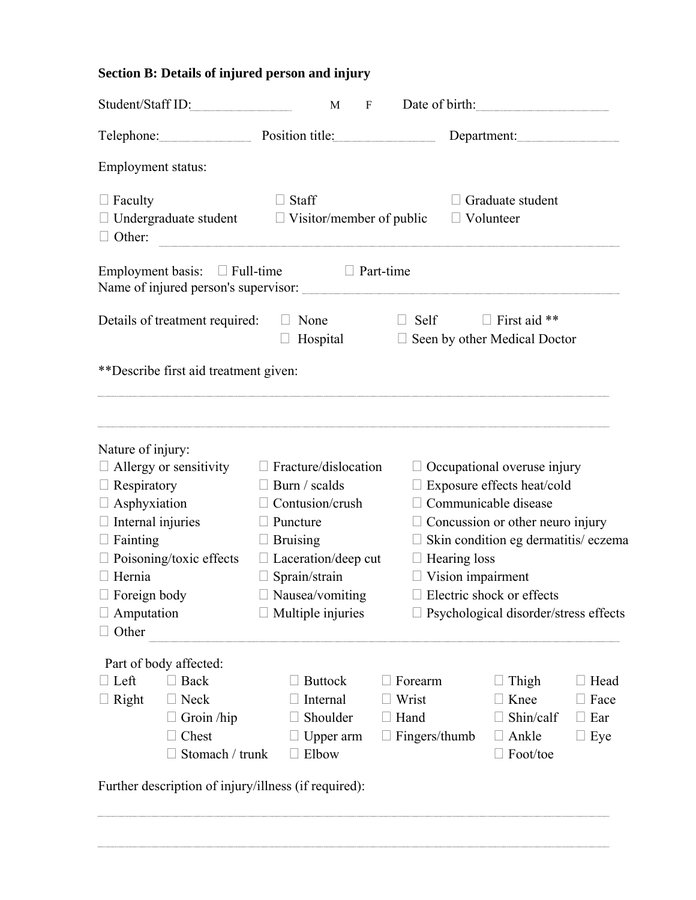## Section B: Details of injured person and injury

Student/Staff ID: ____________ M F Date of birth: ____________

Telephone: ____________ Position title: ____________ Department: ____________

Employment status:

☐ Faculty ☐ Staff ☐ Graduate student
☐ Undergraduate student ☐ Visitor/member of public ☐ Volunteer
☐ Other: ____________

Employment basis: ☐ Full-time ☐ Part-time
Name of injured person's supervisor: ____________

Details of treatment required: ☐ None ☐ Self ☐ First aid **
☐ Hospital ☐ Seen by other Medical Doctor

**Describe first aid treatment given:

____________

____________

Nature of injury:

☐ Allergy or sensitivity ☐ Fracture/dislocation ☐ Occupational overuse injury
☐ Respiratory ☐ Burn / scalds ☐ Exposure effects heat/cold
☐ Asphyxiation ☐ Contusion/crush ☐ Communicable disease
☐ Internal injuries ☐ Puncture ☐ Concussion or other neuro injury
☐ Fainting ☐ Bruising ☐ Skin condition eg dermatitis/ eczema
☐ Poisoning/toxic effects ☐ Laceration/deep cut ☐ Hearing loss
☐ Hernia ☐ Sprain/strain ☐ Vision impairment
☐ Foreign body ☐ Nausea/vomiting ☐ Electric shock or effects
☐ Amputation ☐ Multiple injuries ☐ Psychological disorder/stress effects
☐ Other ____________

Part of body affected:

☐ Left ☐ Back ☐ Buttock ☐ Forearm ☐ Thigh ☐ Head
☐ Right ☐ Neck ☐ Internal ☐ Wrist ☐ Knee ☐ Face
☐ Groin /hip ☐ Shoulder ☐ Hand ☐ Shin/calf ☐ Ear
☐ Chest ☐ Upper arm ☐ Fingers/thumb ☐ Ankle ☐ Eye
☐ Stomach / trunk ☐ Elbow ☐ Foot/toe

Further description of injury/illness (if required):

____________

____________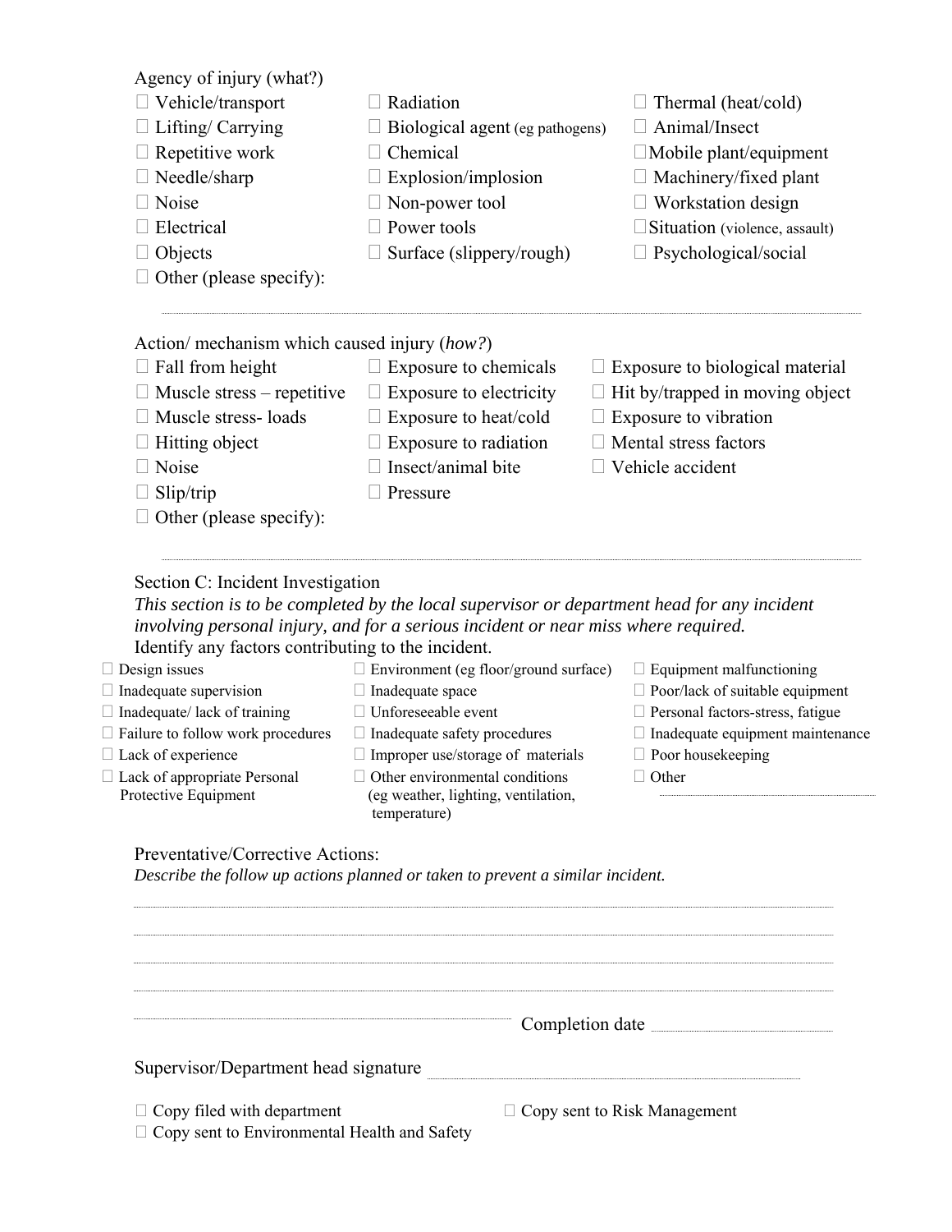Agency of injury (what?)

- ☐ Vehicle/transport
- ☐ Lifting/ Carrying
- ☐ Repetitive work
- ☐ Needle/sharp
- ☐ Noise
- ☐ Electrical
- ☐ Objects
- ☐ Radiation
- ☐ Biological agent (eg pathogens)
- ☐ Chemical
- ☐ Explosion/implosion
- ☐ Non-power tool
- ☐ Power tools
- ☐ Surface (slippery/rough)
- ☐ Thermal (heat/cold)
- ☐ Animal/Insect
- ☐ Mobile plant/equipment
- ☐ Machinery/fixed plant
- ☐ Workstation design
- ☐ Situation (violence, assault)
- ☐ Psychological/social
- ☐ Other (please specify):

Action/ mechanism which caused injury (*how?*)

- ☐ Fall from height
- ☐ Muscle stress – repetitive
- ☐ Muscle stress- loads
- ☐ Hitting object
- ☐ Noise
- ☐ Slip/trip
- ☐ Exposure to chemicals
- ☐ Exposure to electricity
- ☐ Exposure to heat/cold
- ☐ Exposure to radiation
- ☐ Insect/animal bite
- ☐ Pressure
- ☐ Exposure to biological material
- ☐ Hit by/trapped in moving object
- ☐ Exposure to vibration
- ☐ Mental stress factors
- ☐ Vehicle accident
- ☐ Other (please specify):

## Section C: Incident Investigation

*This section is to be completed by the local supervisor or department head for any incident involving personal injury, and for a serious incident or near miss where required.*

Identify any factors contributing to the incident.

- ☐ Design issues
- ☐ Inadequate supervision
- ☐ Inadequate/ lack of training
- ☐ Failure to follow work procedures
- ☐ Lack of experience
- ☐ Lack of appropriate Personal Protective Equipment
- ☐ Environment (eg floor/ground surface)
- ☐ Inadequate space
- ☐ Unforeseeable event
- ☐ Inadequate safety procedures
- ☐ Improper use/storage of materials
- ☐ Other environmental conditions (eg weather, lighting, ventilation, temperature)
- ☐ Equipment malfunctioning
- ☐ Poor/lack of suitable equipment
- ☐ Personal factors-stress, fatigue
- ☐ Inadequate equipment maintenance
- ☐ Poor housekeeping
- ☐ Other

Preventative/Corrective Actions:

*Describe the follow up actions planned or taken to prevent a similar incident.*

Completion date

Supervisor/Department head signature

- ☐ Copy filed with department
- ☐ Copy sent to Risk Management
- ☐ Copy sent to Environmental Health and Safety